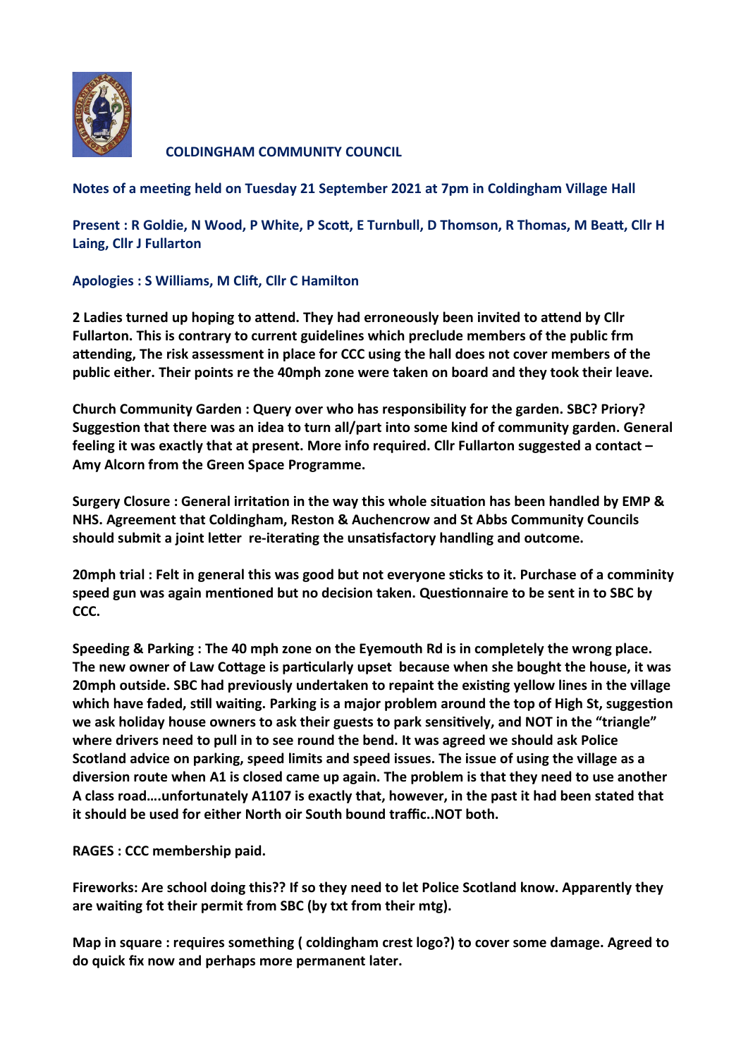# COLDINGHAM COMMUNITY COUNCIL

**Notes of a meeting held on Tuesday 21 September 2021 at 7pm in Coldingham Village Hall**

**Present : R Goldie, N Wood, P White, P Scott, E Turnbull, D Thomson, R Thomas, M Beatt, Cllr H Laing, Cllr J Fullarton**

**Apologies : S Williams, M Clift, Cllr C Hamilton**

**2 Ladies turned up hoping to attend. They had erroneously been invited to attend by Cllr Fullarton. This is contrary to current guidelines which preclude members of the public frm attending, The risk assessment in place for CCC using the hall does not cover members of the public either. Their points re the 40mph zone were taken on board and they took their leave.**

**Church Community Garden : Query over who has responsibility for the garden. SBC? Priory? Suggestion that there was an idea to turn all/part into some kind of community garden. General feeling it was exactly that at present. More info required. Cllr Fullarton suggested a contact – Amy Alcorn from the Green Space Programme.**

**Surgery Closure : General irritation in the way this whole situation has been handled by EMP & NHS. Agreement that Coldingham, Reston & Auchencrow and St Abbs Community Councils should submit a joint letter re-iterating the unsatisfactory handling and outcome.**

**20mph trial : Felt in general this was good but not everyone sticks to it. Purchase of a comminity speed gun was again mentioned but no decision taken. Questionnaire to be sent in to SBC by CCC.**

**Speeding & Parking : The 40 mph zone on the Eyemouth Rd is in completely the wrong place. The new owner of Law Cottage is particularly upset because when she bought the house, it was 20mph outside. SBC had previously undertaken to repaint the existing yellow lines in the village which have faded, still waiting. Parking is a major problem around the top of High St, suggestion we ask holiday house owners to ask their guests to park sensitively, and NOT in the "triangle" where drivers need to pull in to see round the bend. It was agreed we should ask Police Scotland advice on parking, speed limits and speed issues. The issue of using the village as a diversion route when A1 is closed came up again. The problem is that they need to use another A class road….unfortunately A1107 is exactly that, however, in the past it had been stated that it should be used for either North oir South bound traffic..NOT both.**

**RAGES : CCC membership paid.**

**Fireworks: Are school doing this?? If so they need to let Police Scotland know. Apparently they are waiting fot their permit from SBC (by txt from their mtg).**

**Map in square : requires something ( coldingham crest logo?) to cover some damage. Agreed to do quick fix now and perhaps more permanent later.**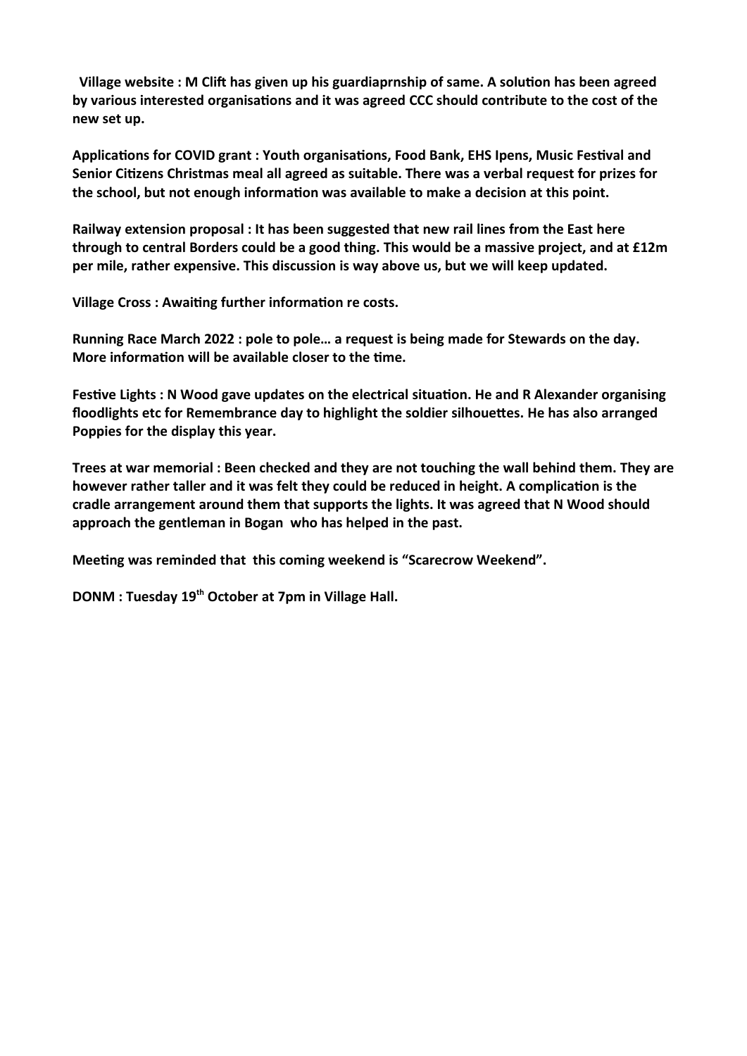**Village website : M Clift has given up his guardiaprnship of same. A solution has been agreed by various interested organisations and it was agreed CCC should contribute to the cost of the new set up.**

**Applications for COVID grant : Youth organisations, Food Bank, EHS Ipens, Music Festival and Senior Citizens Christmas meal all agreed as suitable. There was a verbal request for prizes for the school, but not enough information was available to make a decision at this point.**

**Railway extension proposal : It has been suggested that new rail lines from the East here through to central Borders could be a good thing. This would be a massive project, and at £12m per mile, rather expensive. This discussion is way above us, but we will keep updated.**

**Village Cross : Awaiting further information re costs.**

**Running Race March 2022 : pole to pole… a request is being made for Stewards on the day. More information will be available closer to the time.**

**Festive Lights : N Wood gave updates on the electrical situation. He and R Alexander organising floodlights etc for Remembrance day to highlight the soldier silhouettes. He has also arranged Poppies for the display this year.**

**Trees at war memorial : Been checked and they are not touching the wall behind them. They are however rather taller and it was felt they could be reduced in height. A complication is the cradle arrangement around them that supports the lights. It was agreed that N Wood should approach the gentleman in Bogan who has helped in the past.**

**Meeting was reminded that this coming weekend is "Scarecrow Weekend".**

**DONM : Tuesday 19th October at 7pm in Village Hall.**